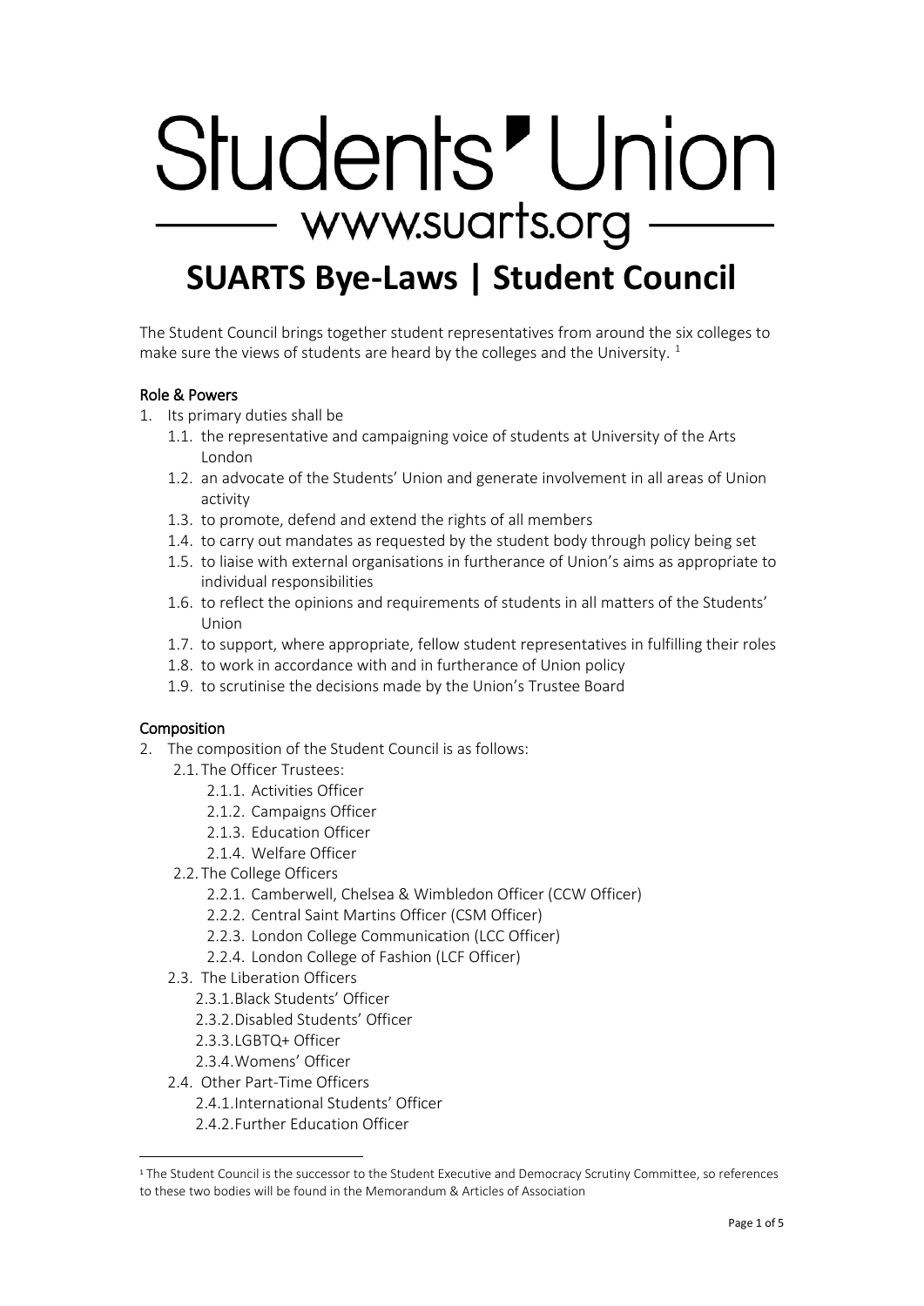# Students' Union

www.suarts.org

# SUARTS Bye-Laws | Student Council

The Student Council brings together student representatives from around the six colleges to make sure the views of students are heard by the colleges and the University. [1]

### Role & Powers

1. Its primary duties shall be
   1.1. the representative and campaigning voice of students at University of the Arts London
   1.2. an advocate of the Students' Union and generate involvement in all areas of Union activity
   1.3. to promote, defend and extend the rights of all members
   1.4. to carry out mandates as requested by the student body through policy being set
   1.5. to liaise with external organisations in furtherance of Union's aims as appropriate to individual responsibilities
   1.6. to reflect the opinions and requirements of students in all matters of the Students' Union
   1.7. to support, where appropriate, fellow student representatives in fulfilling their roles
   1.8. to work in accordance with and in furtherance of Union policy
   1.9. to scrutinise the decisions made by the Union's Trustee Board

### Composition

2. The composition of the Student Council is as follows:
   2.1. The Officer Trustees:
      2.1.1. Activities Officer
      2.1.2. Campaigns Officer
      2.1.3. Education Officer
      2.1.4. Welfare Officer
   2.2. The College Officers
      2.2.1. Camberwell, Chelsea & Wimbledon Officer (CCW Officer)
      2.2.2. Central Saint Martins Officer (CSM Officer)
      2.2.3. London College Communication (LCC Officer)
      2.2.4. London College of Fashion (LCF Officer)
   2.3. The Liberation Officers
      2.3.1. Black Students' Officer
      2.3.2. Disabled Students' Officer
      2.3.3. LGBTQ+ Officer
      2.3.4. Womens' Officer
   2.4. Other Part-Time Officers
      2.4.1. International Students' Officer
      2.4.2. Further Education Officer

---

[1] The Student Council is the successor to the Student Executive and Democracy Scrutiny Committee, so references to these two bodies will be found in the Memorandum & Articles of Association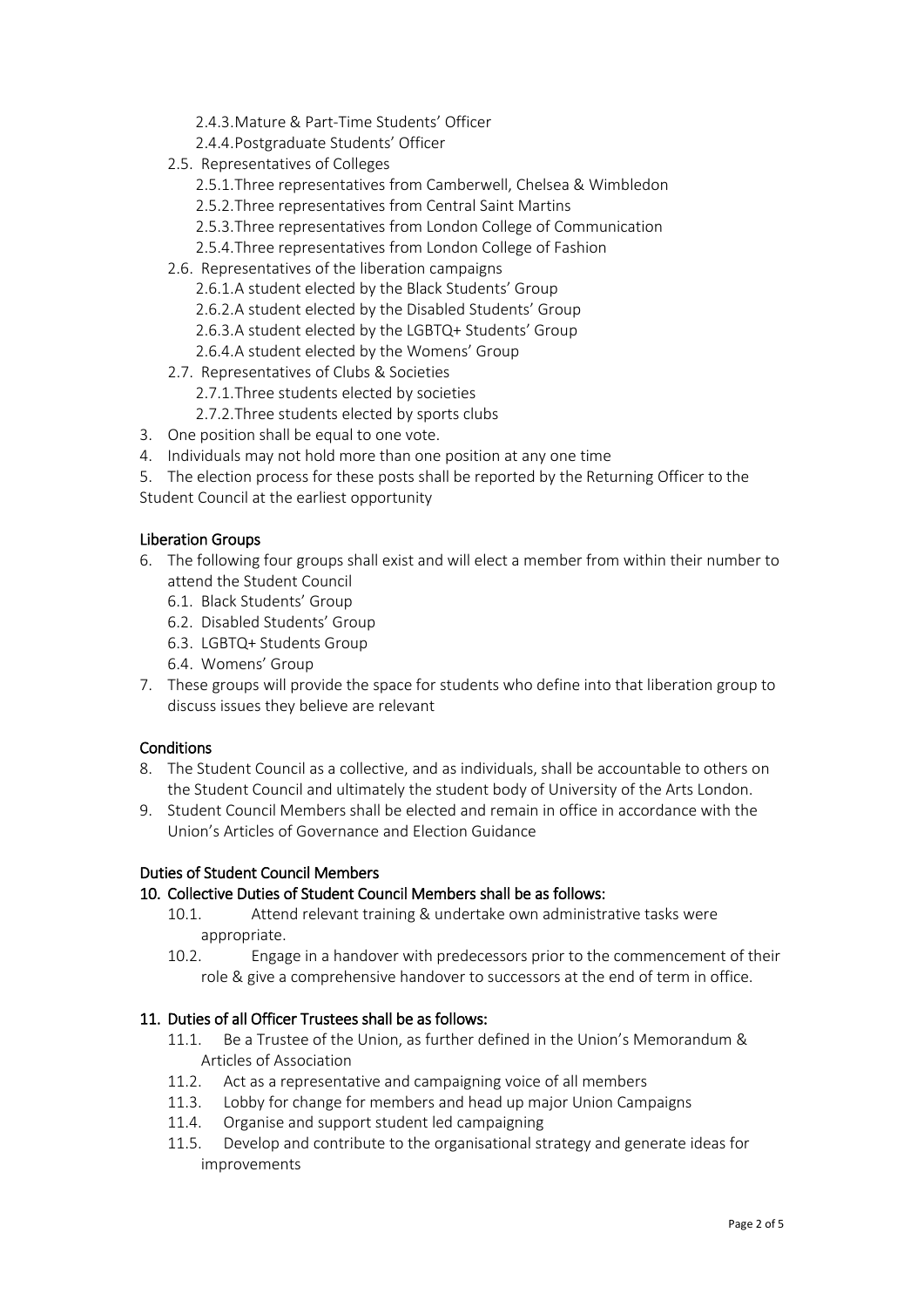- 2.4.3. Mature & Part-Time Students' Officer
- 2.4.4. Postgraduate Students' Officer
- 2.5. Representatives of Colleges
  - 2.5.1. Three representatives from Camberwell, Chelsea & Wimbledon
  - 2.5.2. Three representatives from Central Saint Martins
  - 2.5.3. Three representatives from London College of Communication
  - 2.5.4. Three representatives from London College of Fashion
- 2.6. Representatives of the liberation campaigns
  - 2.6.1. A student elected by the Black Students' Group
  - 2.6.2. A student elected by the Disabled Students' Group
  - 2.6.3. A student elected by the LGBTQ+ Students' Group
  - 2.6.4. A student elected by the Womens' Group
- 2.7. Representatives of Clubs & Societies
  - 2.7.1. Three students elected by societies
  - 2.7.2. Three students elected by sports clubs

3. One position shall be equal to one vote.
4. Individuals may not hold more than one position at any one time
5. The election process for these posts shall be reported by the Returning Officer to the Student Council at the earliest opportunity

## Liberation Groups

6. The following four groups shall exist and will elect a member from within their number to attend the Student Council
   - 6.1. Black Students' Group
   - 6.2. Disabled Students' Group
   - 6.3. LGBTQ+ Students Group
   - 6.4. Womens' Group
7. These groups will provide the space for students who define into that liberation group to discuss issues they believe are relevant

## Conditions

8. The Student Council as a collective, and as individuals, shall be accountable to others on the Student Council and ultimately the student body of University of the Arts London.
9. Student Council Members shall be elected and remain in office in accordance with the Union's Articles of Governance and Election Guidance

## Duties of Student Council Members

### 10. Collective Duties of Student Council Members shall be as follows:

- 10.1. Attend relevant training & undertake own administrative tasks were appropriate.
- 10.2. Engage in a handover with predecessors prior to the commencement of their role & give a comprehensive handover to successors at the end of term in office.

### 11. Duties of all Officer Trustees shall be as follows:

- 11.1. Be a Trustee of the Union, as further defined in the Union's Memorandum & Articles of Association
- 11.2. Act as a representative and campaigning voice of all members
- 11.3. Lobby for change for members and head up major Union Campaigns
- 11.4. Organise and support student led campaigning
- 11.5. Develop and contribute to the organisational strategy and generate ideas for improvements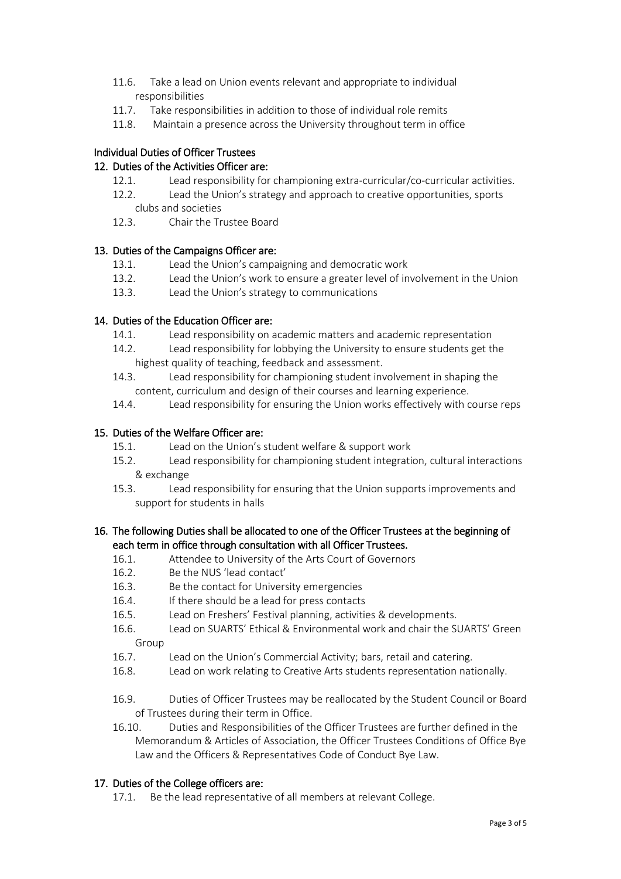11.6. Take a lead on Union events relevant and appropriate to individual responsibilities

11.7. Take responsibilities in addition to those of individual role remits

11.8. Maintain a presence across the University throughout term in office

## Individual Duties of Officer Trustees

### 12. Duties of the Activities Officer are:

12.1. Lead responsibility for championing extra-curricular/co-curricular activities.

12.2. Lead the Union's strategy and approach to creative opportunities, sports clubs and societies

12.3. Chair the Trustee Board

### 13. Duties of the Campaigns Officer are:

13.1. Lead the Union's campaigning and democratic work

13.2. Lead the Union's work to ensure a greater level of involvement in the Union

13.3. Lead the Union's strategy to communications

### 14. Duties of the Education Officer are:

14.1. Lead responsibility on academic matters and academic representation

14.2. Lead responsibility for lobbying the University to ensure students get the highest quality of teaching, feedback and assessment.

14.3. Lead responsibility for championing student involvement in shaping the content, curriculum and design of their courses and learning experience.

14.4. Lead responsibility for ensuring the Union works effectively with course reps

### 15. Duties of the Welfare Officer are:

15.1. Lead on the Union's student welfare & support work

15.2. Lead responsibility for championing student integration, cultural interactions & exchange

15.3. Lead responsibility for ensuring that the Union supports improvements and support for students in halls

### 16. The following Duties shall be allocated to one of the Officer Trustees at the beginning of each term in office through consultation with all Officer Trustees.

16.1. Attendee to University of the Arts Court of Governors

16.2. Be the NUS 'lead contact'

16.3. Be the contact for University emergencies

16.4. If there should be a lead for press contacts

16.5. Lead on Freshers' Festival planning, activities & developments.

16.6. Lead on SUARTS' Ethical & Environmental work and chair the SUARTS' Green Group

16.7. Lead on the Union's Commercial Activity; bars, retail and catering.

16.8. Lead on work relating to Creative Arts students representation nationally.

16.9. Duties of Officer Trustees may be reallocated by the Student Council or Board of Trustees during their term in Office.

16.10. Duties and Responsibilities of the Officer Trustees are further defined in the Memorandum & Articles of Association, the Officer Trustees Conditions of Office Bye Law and the Officers & Representatives Code of Conduct Bye Law.

### 17. Duties of the College officers are:

17.1. Be the lead representative of all members at relevant College.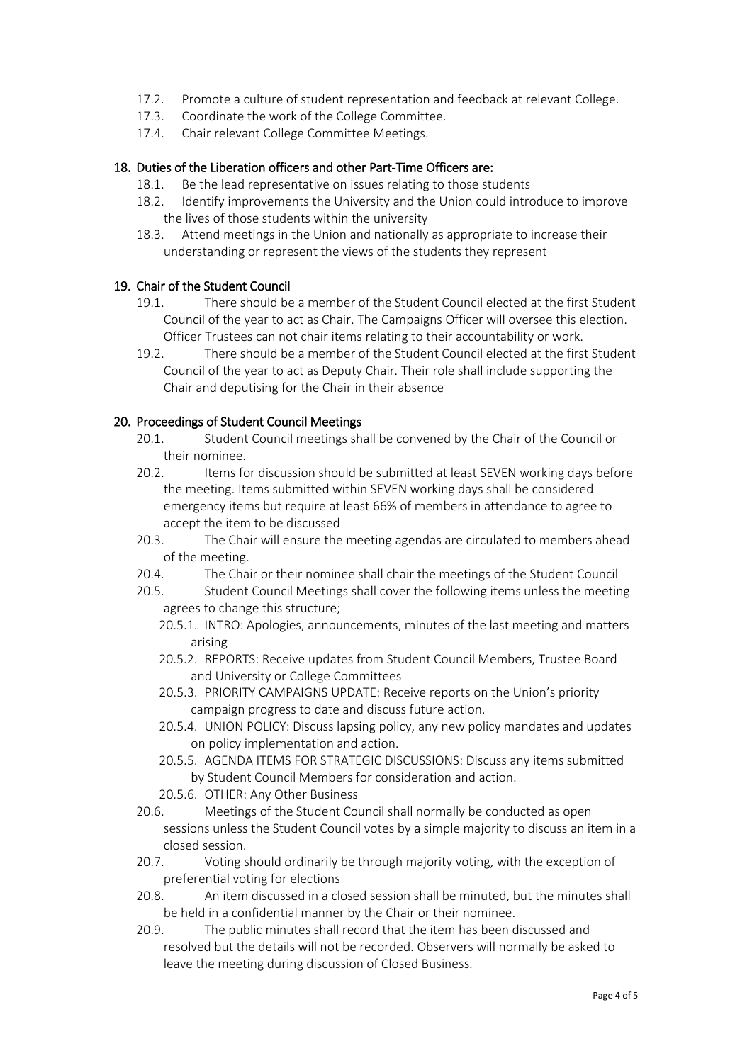17.2. Promote a culture of student representation and feedback at relevant College.
17.3. Coordinate the work of the College Committee.
17.4. Chair relevant College Committee Meetings.

## 18. Duties of the Liberation officers and other Part-Time Officers are:

18.1. Be the lead representative on issues relating to those students
18.2. Identify improvements the University and the Union could introduce to improve the lives of those students within the university
18.3. Attend meetings in the Union and nationally as appropriate to increase their understanding or represent the views of the students they represent

## 19. Chair of the Student Council

19.1. There should be a member of the Student Council elected at the first Student Council of the year to act as Chair. The Campaigns Officer will oversee this election. Officer Trustees can not chair items relating to their accountability or work.
19.2. There should be a member of the Student Council elected at the first Student Council of the year to act as Deputy Chair. Their role shall include supporting the Chair and deputising for the Chair in their absence

## 20. Proceedings of Student Council Meetings

20.1. Student Council meetings shall be convened by the Chair of the Council or their nominee.
20.2. Items for discussion should be submitted at least SEVEN working days before the meeting. Items submitted within SEVEN working days shall be considered emergency items but require at least 66% of members in attendance to agree to accept the item to be discussed
20.3. The Chair will ensure the meeting agendas are circulated to members ahead of the meeting.
20.4. The Chair or their nominee shall chair the meetings of the Student Council
20.5. Student Council Meetings shall cover the following items unless the meeting agrees to change this structure;
  20.5.1. INTRO: Apologies, announcements, minutes of the last meeting and matters arising
  20.5.2. REPORTS: Receive updates from Student Council Members, Trustee Board and University or College Committees
  20.5.3. PRIORITY CAMPAIGNS UPDATE: Receive reports on the Union's priority campaign progress to date and discuss future action.
  20.5.4. UNION POLICY: Discuss lapsing policy, any new policy mandates and updates on policy implementation and action.
  20.5.5. AGENDA ITEMS FOR STRATEGIC DISCUSSIONS: Discuss any items submitted by Student Council Members for consideration and action.
  20.5.6. OTHER: Any Other Business
20.6. Meetings of the Student Council shall normally be conducted as open sessions unless the Student Council votes by a simple majority to discuss an item in a closed session.
20.7. Voting should ordinarily be through majority voting, with the exception of preferential voting for elections
20.8. An item discussed in a closed session shall be minuted, but the minutes shall be held in a confidential manner by the Chair or their nominee.
20.9. The public minutes shall record that the item has been discussed and resolved but the details will not be recorded. Observers will normally be asked to leave the meeting during discussion of Closed Business.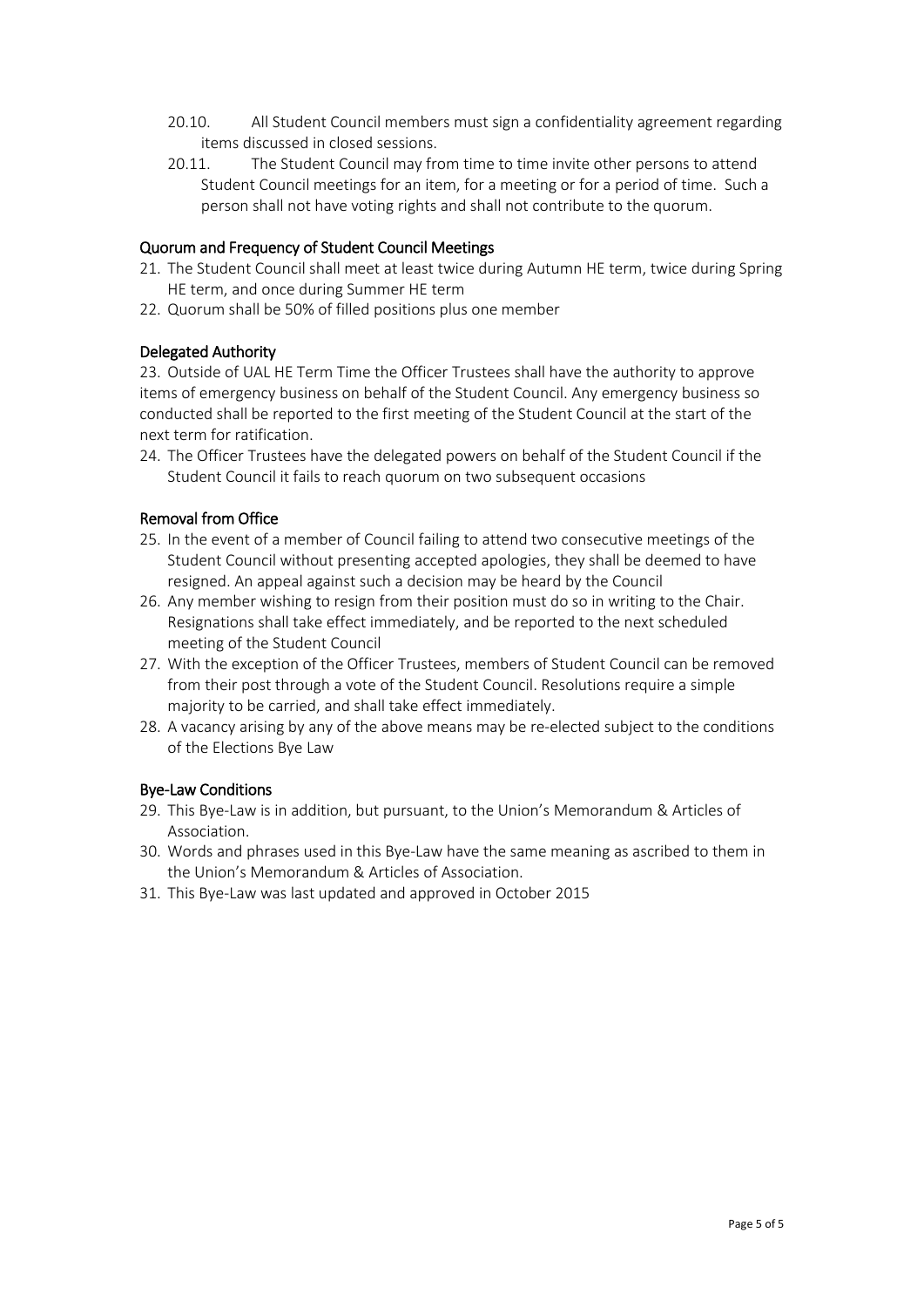20.10. All Student Council members must sign a confidentiality agreement regarding items discussed in closed sessions.

20.11. The Student Council may from time to time invite other persons to attend Student Council meetings for an item, for a meeting or for a period of time. Such a person shall not have voting rights and shall not contribute to the quorum.

### Quorum and Frequency of Student Council Meetings

21. The Student Council shall meet at least twice during Autumn HE term, twice during Spring HE term, and once during Summer HE term
22. Quorum shall be 50% of filled positions plus one member

### Delegated Authority

23. Outside of UAL HE Term Time the Officer Trustees shall have the authority to approve items of emergency business on behalf of the Student Council. Any emergency business so conducted shall be reported to the first meeting of the Student Council at the start of the next term for ratification.
24. The Officer Trustees have the delegated powers on behalf of the Student Council if the Student Council it fails to reach quorum on two subsequent occasions

### Removal from Office

25. In the event of a member of Council failing to attend two consecutive meetings of the Student Council without presenting accepted apologies, they shall be deemed to have resigned. An appeal against such a decision may be heard by the Council
26. Any member wishing to resign from their position must do so in writing to the Chair. Resignations shall take effect immediately, and be reported to the next scheduled meeting of the Student Council
27. With the exception of the Officer Trustees, members of Student Council can be removed from their post through a vote of the Student Council. Resolutions require a simple majority to be carried, and shall take effect immediately.
28. A vacancy arising by any of the above means may be re-elected subject to the conditions of the Elections Bye Law

### Bye-Law Conditions

29. This Bye-Law is in addition, but pursuant, to the Union's Memorandum & Articles of Association.
30. Words and phrases used in this Bye-Law have the same meaning as ascribed to them in the Union's Memorandum & Articles of Association.
31. This Bye-Law was last updated and approved in October 2015